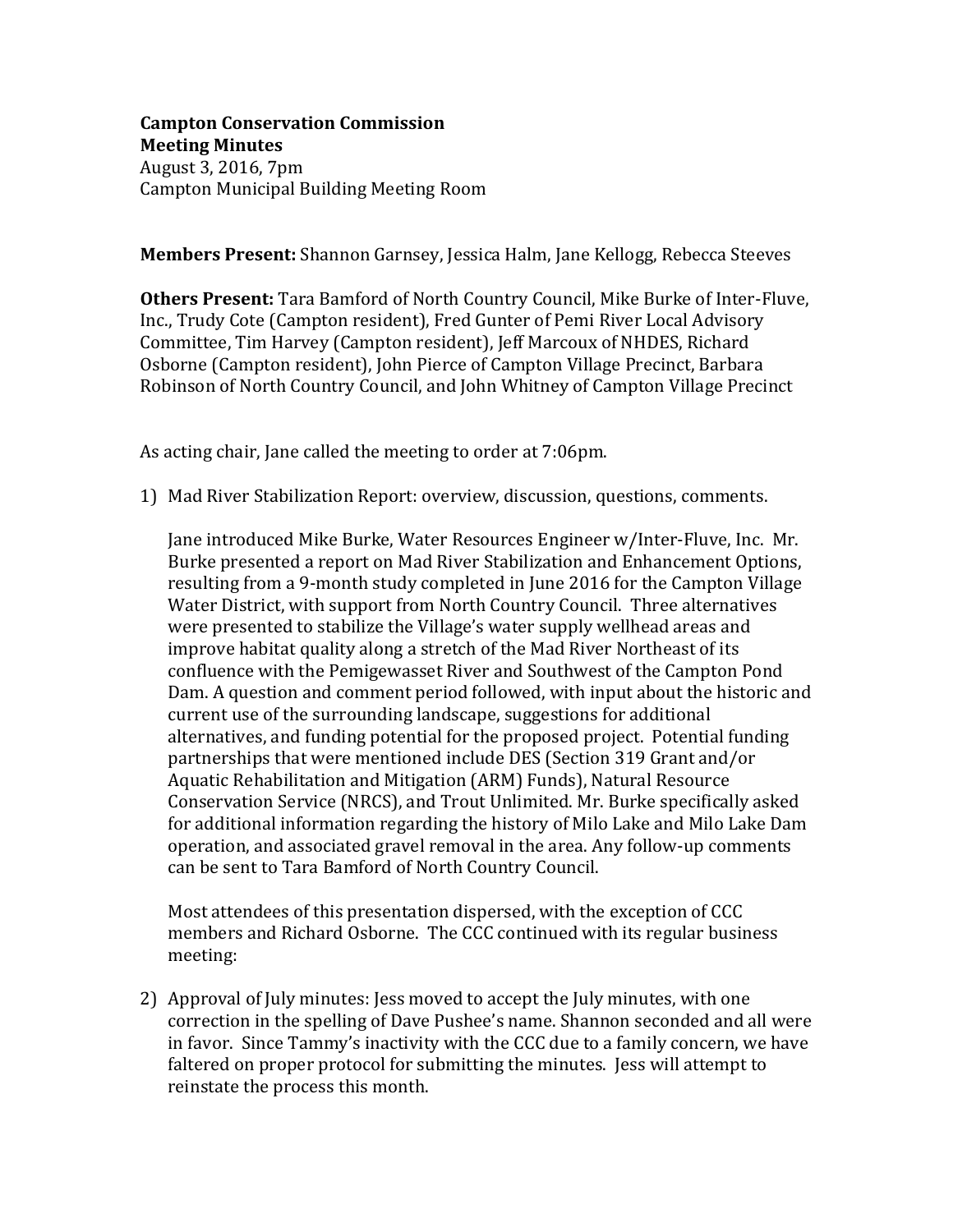**Campton Conservation Commission**
**Meeting Minutes**
August 3, 2016, 7pm
Campton Municipal Building Meeting Room

**Members Present:** Shannon Garnsey, Jessica Halm, Jane Kellogg, Rebecca Steeves

**Others Present:** Tara Bamford of North Country Council, Mike Burke of Inter-Fluve, Inc., Trudy Cote (Campton resident), Fred Gunter of Pemi River Local Advisory Committee, Tim Harvey (Campton resident), Jeff Marcoux of NHDES, Richard Osborne (Campton resident), John Pierce of Campton Village Precinct, Barbara Robinson of North Country Council, and John Whitney of Campton Village Precinct

As acting chair, Jane called the meeting to order at 7:06pm.

1) Mad River Stabilization Report: overview, discussion, questions, comments.

   Jane introduced Mike Burke, Water Resources Engineer w/Inter-Fluve, Inc. Mr. Burke presented a report on Mad River Stabilization and Enhancement Options, resulting from a 9-month study completed in June 2016 for the Campton Village Water District, with support from North Country Council. Three alternatives were presented to stabilize the Village's water supply wellhead areas and improve habitat quality along a stretch of the Mad River Northeast of its confluence with the Pemigewasset River and Southwest of the Campton Pond Dam. A question and comment period followed, with input about the historic and current use of the surrounding landscape, suggestions for additional alternatives, and funding potential for the proposed project. Potential funding partnerships that were mentioned include DES (Section 319 Grant and/or Aquatic Rehabilitation and Mitigation (ARM) Funds), Natural Resource Conservation Service (NRCS), and Trout Unlimited. Mr. Burke specifically asked for additional information regarding the history of Milo Lake and Milo Lake Dam operation, and associated gravel removal in the area. Any follow-up comments can be sent to Tara Bamford of North Country Council.

   Most attendees of this presentation dispersed, with the exception of CCC members and Richard Osborne. The CCC continued with its regular business meeting:

2) Approval of July minutes: Jess moved to accept the July minutes, with one correction in the spelling of Dave Pushee's name. Shannon seconded and all were in favor. Since Tammy's inactivity with the CCC due to a family concern, we have faltered on proper protocol for submitting the minutes. Jess will attempt to reinstate the process this month.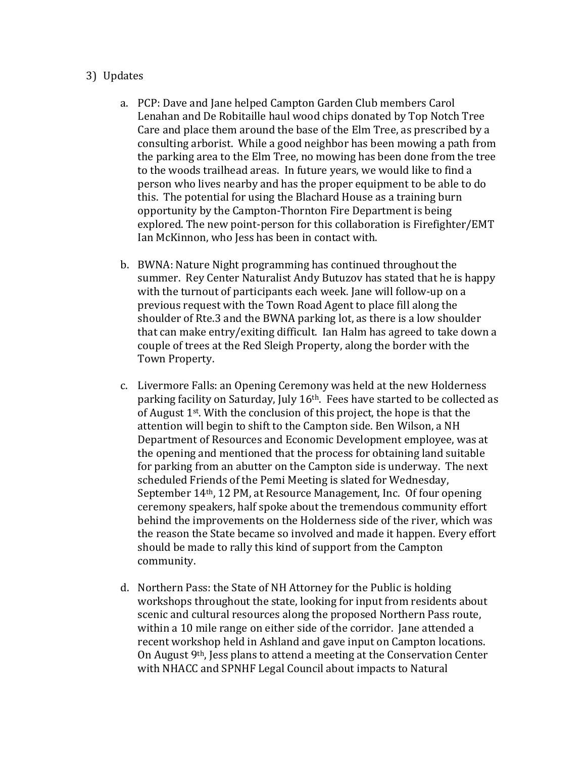3) Updates

   a. PCP: Dave and Jane helped Campton Garden Club members Carol Lenahan and De Robitaille haul wood chips donated by Top Notch Tree Care and place them around the base of the Elm Tree, as prescribed by a consulting arborist. While a good neighbor has been mowing a path from the parking area to the Elm Tree, no mowing has been done from the tree to the woods trailhead areas. In future years, we would like to find a person who lives nearby and has the proper equipment to be able to do this. The potential for using the Blachard House as a training burn opportunity by the Campton-Thornton Fire Department is being explored. The new point-person for this collaboration is Firefighter/EMT Ian McKinnon, who Jess has been in contact with.

   b. BWNA: Nature Night programming has continued throughout the summer. Rey Center Naturalist Andy Butuzov has stated that he is happy with the turnout of participants each week. Jane will follow-up on a previous request with the Town Road Agent to place fill along the shoulder of Rte.3 and the BWNA parking lot, as there is a low shoulder that can make entry/exiting difficult. Ian Halm has agreed to take down a couple of trees at the Red Sleigh Property, along the border with the Town Property.

   c. Livermore Falls: an Opening Ceremony was held at the new Holderness parking facility on Saturday, July 16th. Fees have started to be collected as of August 1st. With the conclusion of this project, the hope is that the attention will begin to shift to the Campton side. Ben Wilson, a NH Department of Resources and Economic Development employee, was at the opening and mentioned that the process for obtaining land suitable for parking from an abutter on the Campton side is underway. The next scheduled Friends of the Pemi Meeting is slated for Wednesday, September 14th, 12 PM, at Resource Management, Inc. Of four opening ceremony speakers, half spoke about the tremendous community effort behind the improvements on the Holderness side of the river, which was the reason the State became so involved and made it happen. Every effort should be made to rally this kind of support from the Campton community.

   d. Northern Pass: the State of NH Attorney for the Public is holding workshops throughout the state, looking for input from residents about scenic and cultural resources along the proposed Northern Pass route, within a 10 mile range on either side of the corridor. Jane attended a recent workshop held in Ashland and gave input on Campton locations. On August 9th, Jess plans to attend a meeting at the Conservation Center with NHACC and SPNHF Legal Council about impacts to Natural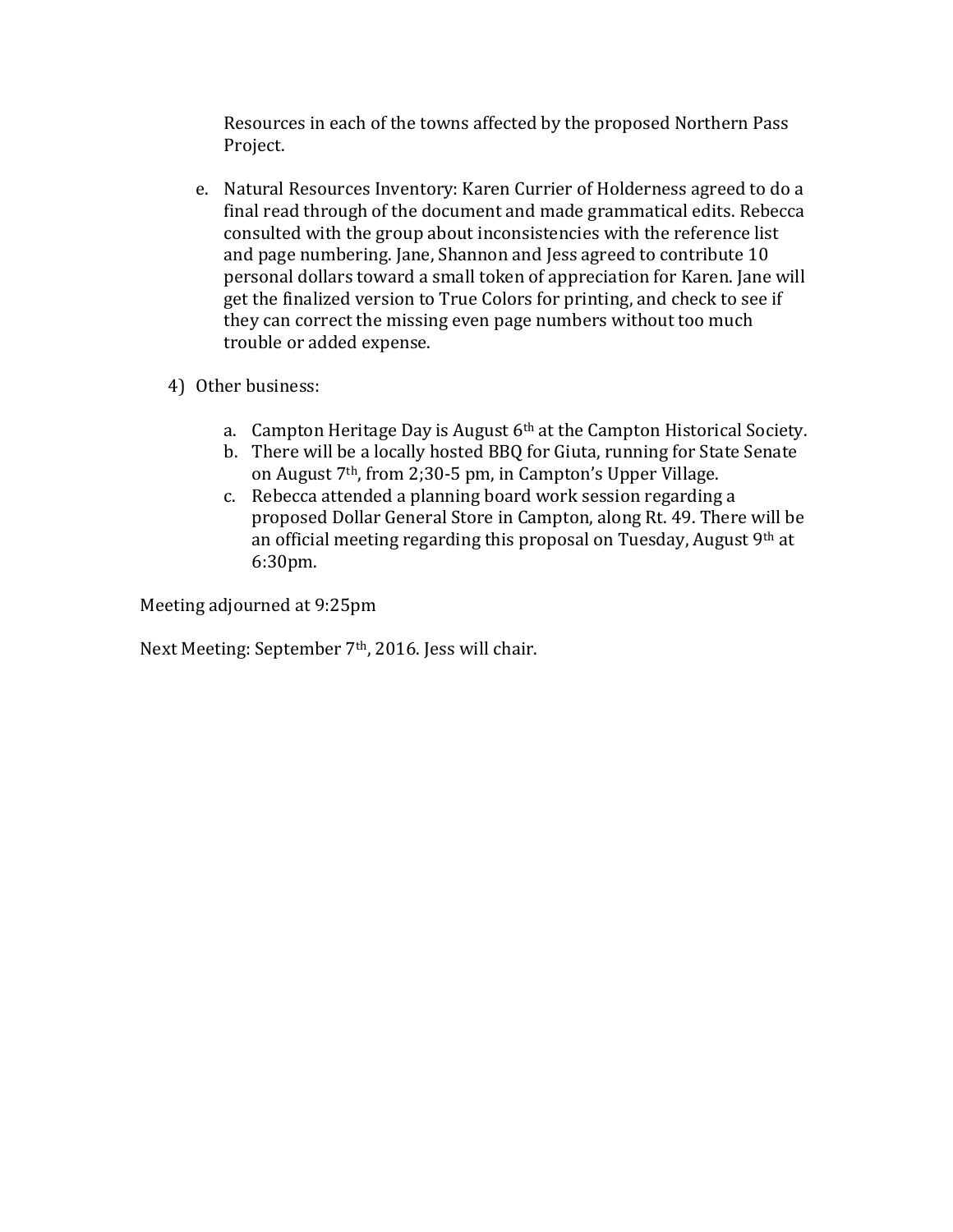Resources in each of the towns affected by the proposed Northern Pass Project.

e. Natural Resources Inventory: Karen Currier of Holderness agreed to do a final read through of the document and made grammatical edits. Rebecca consulted with the group about inconsistencies with the reference list and page numbering. Jane, Shannon and Jess agreed to contribute 10 personal dollars toward a small token of appreciation for Karen. Jane will get the finalized version to True Colors for printing, and check to see if they can correct the missing even page numbers without too much trouble or added expense.

4) Other business:

   a. Campton Heritage Day is August 6th at the Campton Historical Society.
   b. There will be a locally hosted BBQ for Giuta, running for State Senate on August 7th, from 2;30-5 pm, in Campton's Upper Village.
   c. Rebecca attended a planning board work session regarding a proposed Dollar General Store in Campton, along Rt. 49. There will be an official meeting regarding this proposal on Tuesday, August 9th at 6:30pm.

Meeting adjourned at 9:25pm

Next Meeting: September 7th, 2016. Jess will chair.